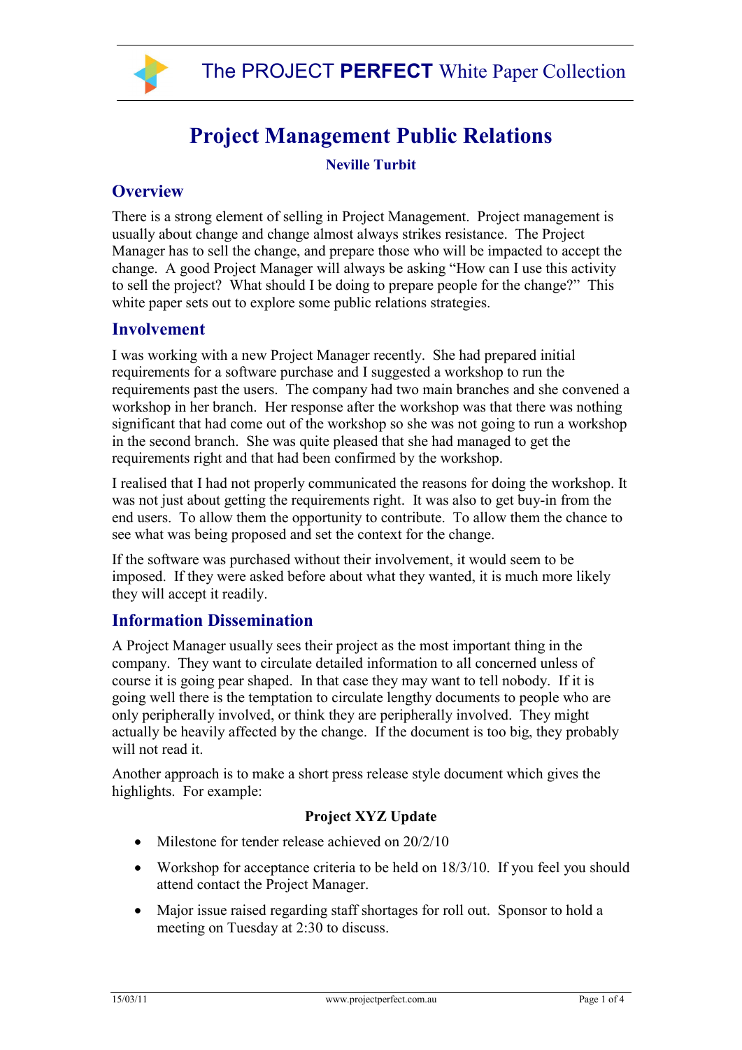# Project Management Public Relations

**Neville Turbit**

## Overview

There is a strong element of selling in Project Management. Project management is usually about change and change almost always strikes resistance. The Project Manager has to sell the change, and prepare those who will be impacted to accept the change. A good Project Manager will always be asking "How can I use this activity to sell the project? What should I be doing to prepare people for the change?" This white paper sets out to explore some public relations strategies.

## Involvement

I was working with a new Project Manager recently. She had prepared initial requirements for a software purchase and I suggested a workshop to run the requirements past the users. The company had two main branches and she convened a workshop in her branch. Her response after the workshop was that there was nothing significant that had come out of the workshop so she was not going to run a workshop in the second branch. She was quite pleased that she had managed to get the requirements right and that had been confirmed by the workshop.

I realised that I had not properly communicated the reasons for doing the workshop. It was not just about getting the requirements right. It was also to get buy-in from the end users. To allow them the opportunity to contribute. To allow them the chance to see what was being proposed and set the context for the change.

If the software was purchased without their involvement, it would seem to be imposed. If they were asked before about what they wanted, it is much more likely they will accept it readily.

## Information Dissemination

A Project Manager usually sees their project as the most important thing in the company. They want to circulate detailed information to all concerned unless of course it is going pear shaped. In that case they may want to tell nobody. If it is going well there is the temptation to circulate lengthy documents to people who are only peripherally involved, or think they are peripherally involved. They might actually be heavily affected by the change. If the document is too big, they probably will not read it.

Another approach is to make a short press release style document which gives the highlights. For example:

**Project XYZ Update**

- Milestone for tender release achieved on 20/2/10
- Workshop for acceptance criteria to be held on 18/3/10. If you feel you should attend contact the Project Manager.
- Major issue raised regarding staff shortages for roll out. Sponsor to hold a meeting on Tuesday at 2:30 to discuss.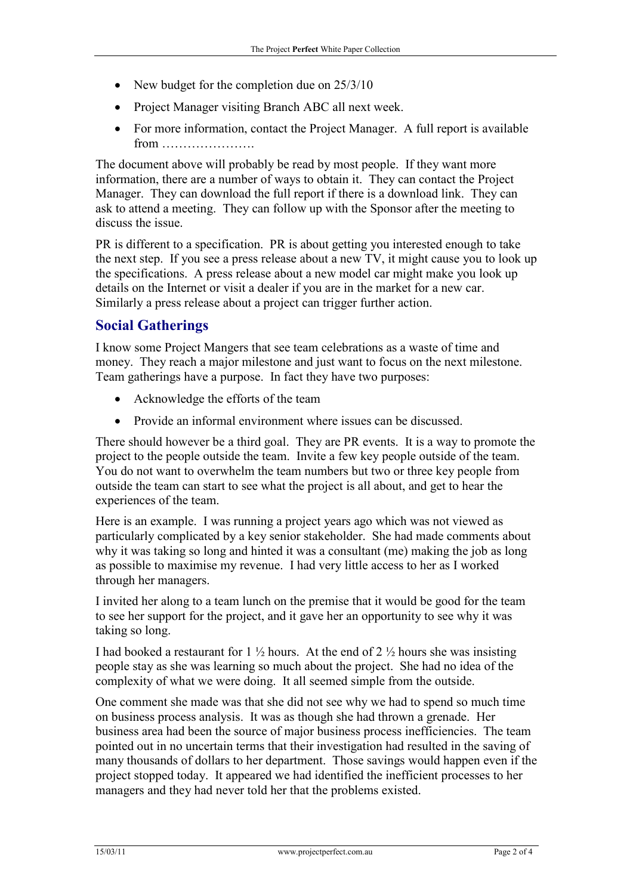- New budget for the completion due on 25/3/10
- Project Manager visiting Branch ABC all next week.
- For more information, contact the Project Manager. A full report is available from ………………….

The document above will probably be read by most people. If they want more information, there are a number of ways to obtain it. They can contact the Project Manager. They can download the full report if there is a download link. They can ask to attend a meeting. They can follow up with the Sponsor after the meeting to discuss the issue.

PR is different to a specification. PR is about getting you interested enough to take the next step. If you see a press release about a new TV, it might cause you to look up the specifications. A press release about a new model car might make you look up details on the Internet or visit a dealer if you are in the market for a new car. Similarly a press release about a project can trigger further action.

## Social Gatherings

I know some Project Mangers that see team celebrations as a waste of time and money. They reach a major milestone and just want to focus on the next milestone. Team gatherings have a purpose. In fact they have two purposes:

- Acknowledge the efforts of the team
- Provide an informal environment where issues can be discussed.

There should however be a third goal. They are PR events. It is a way to promote the project to the people outside the team. Invite a few key people outside of the team. You do not want to overwhelm the team numbers but two or three key people from outside the team can start to see what the project is all about, and get to hear the experiences of the team.

Here is an example. I was running a project years ago which was not viewed as particularly complicated by a key senior stakeholder. She had made comments about why it was taking so long and hinted it was a consultant (me) making the job as long as possible to maximise my revenue. I had very little access to her as I worked through her managers.

I invited her along to a team lunch on the premise that it would be good for the team to see her support for the project, and it gave her an opportunity to see why it was taking so long.

I had booked a restaurant for 1 ½ hours. At the end of 2 ½ hours she was insisting people stay as she was learning so much about the project. She had no idea of the complexity of what we were doing. It all seemed simple from the outside.

One comment she made was that she did not see why we had to spend so much time on business process analysis. It was as though she had thrown a grenade. Her business area had been the source of major business process inefficiencies. The team pointed out in no uncertain terms that their investigation had resulted in the saving of many thousands of dollars to her department. Those savings would happen even if the project stopped today. It appeared we had identified the inefficient processes to her managers and they had never told her that the problems existed.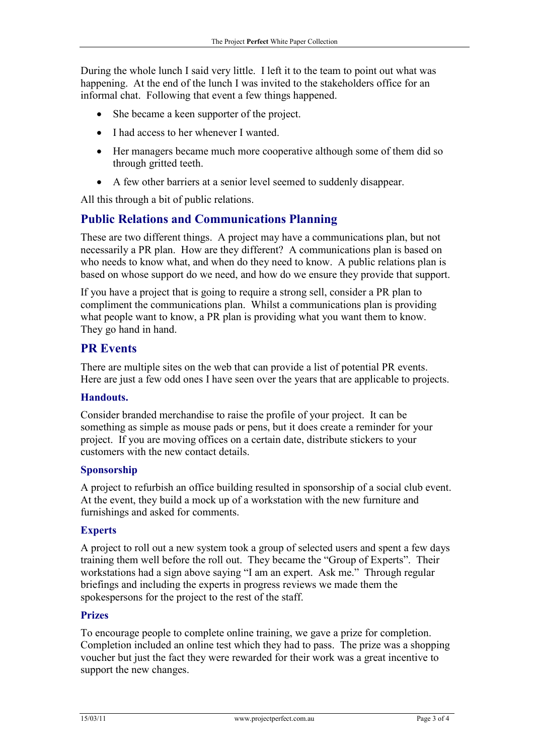During the whole lunch I said very little. I left it to the team to point out what was happening. At the end of the lunch I was invited to the stakeholders office for an informal chat. Following that event a few things happened.

- She became a keen supporter of the project.
- I had access to her whenever I wanted.
- Her managers became much more cooperative although some of them did so through gritted teeth.
- A few other barriers at a senior level seemed to suddenly disappear.

All this through a bit of public relations.

## Public Relations and Communications Planning

These are two different things. A project may have a communications plan, but not necessarily a PR plan. How are they different? A communications plan is based on who needs to know what, and when do they need to know. A public relations plan is based on whose support do we need, and how do we ensure they provide that support.

If you have a project that is going to require a strong sell, consider a PR plan to compliment the communications plan. Whilst a communications plan is providing what people want to know, a PR plan is providing what you want them to know. They go hand in hand.

## PR Events

There are multiple sites on the web that can provide a list of potential PR events. Here are just a few odd ones I have seen over the years that are applicable to projects.

### Handouts.

Consider branded merchandise to raise the profile of your project. It can be something as simple as mouse pads or pens, but it does create a reminder for your project. If you are moving offices on a certain date, distribute stickers to your customers with the new contact details.

### Sponsorship

A project to refurbish an office building resulted in sponsorship of a social club event. At the event, they build a mock up of a workstation with the new furniture and furnishings and asked for comments.

### Experts

A project to roll out a new system took a group of selected users and spent a few days training them well before the roll out. They became the "Group of Experts". Their workstations had a sign above saying "I am an expert. Ask me." Through regular briefings and including the experts in progress reviews we made them the spokespersons for the project to the rest of the staff.

### Prizes

To encourage people to complete online training, we gave a prize for completion. Completion included an online test which they had to pass. The prize was a shopping voucher but just the fact they were rewarded for their work was a great incentive to support the new changes.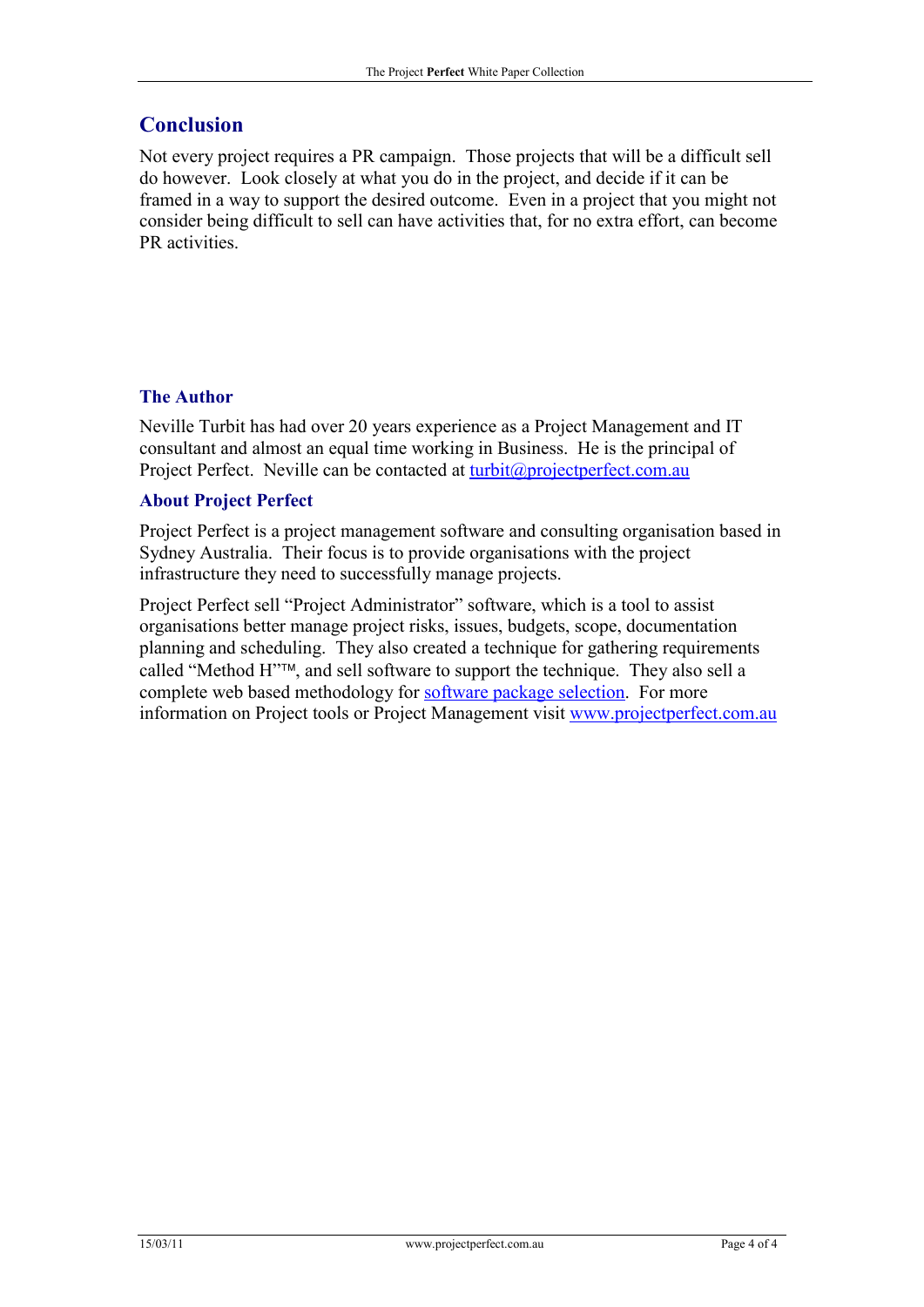## Conclusion

Not every project requires a PR campaign. Those projects that will be a difficult sell do however. Look closely at what you do in the project, and decide if it can be framed in a way to support the desired outcome. Even in a project that you might not consider being difficult to sell can have activities that, for no extra effort, can become PR activities.

### The Author

Neville Turbit has had over 20 years experience as a Project Management and IT consultant and almost an equal time working in Business. He is the principal of Project Perfect. Neville can be contacted at turbit@projectperfect.com.au

### About Project Perfect

Project Perfect is a project management software and consulting organisation based in Sydney Australia. Their focus is to provide organisations with the project infrastructure they need to successfully manage projects.

Project Perfect sell "Project Administrator" software, which is a tool to assist organisations better manage project risks, issues, budgets, scope, documentation planning and scheduling. They also created a technique for gathering requirements called "Method H"™, and sell software to support the technique. They also sell a complete web based methodology for software package selection. For more information on Project tools or Project Management visit www.projectperfect.com.au